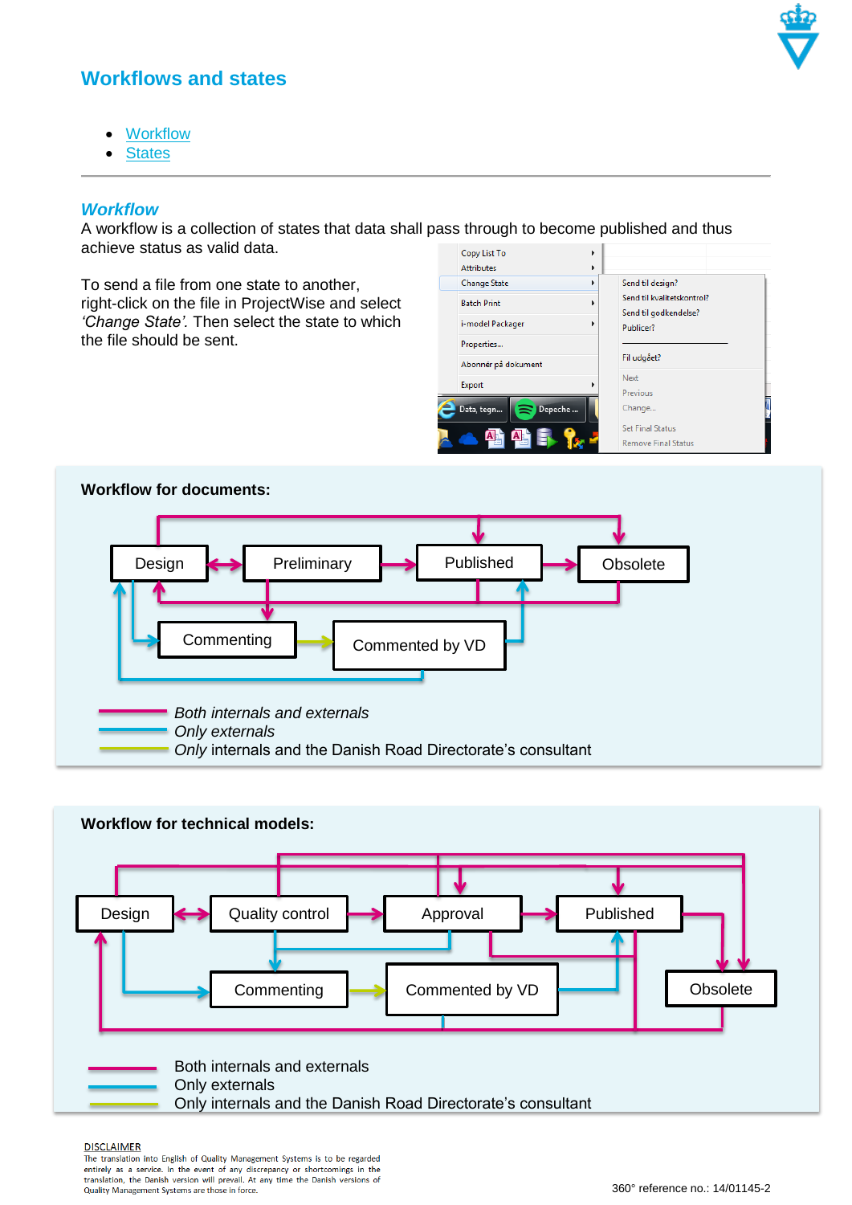## Workflows and states

- Workflow
- States

---

### *Workflow*

A workflow is a collection of states that data shall pass through to become published and thus achieve status as valid data.

To send a file from one state to another, right-click on the file in ProjectWise and select *'Change State'*. Then select the state to which the file should be sent.

Copy List To
Attributes
Change State
Batch Print
i-model Packager
Properties...
Abonnér på dokument
Export

Send til design?
Send til kvalitetskontrol?
Send til godkendelse?
Publicer?
Fil udgået?
Next
Previous
Change...
Set Final Status
Remove Final Status

**Workflow for documents:**

Design, Preliminary, Published, Obsolete, Commenting, Commented by VD

*Both internals and externals*
*Only externals*
*Only* internals and the Danish Road Directorate's consultant

**Workflow for technical models:**

Design, Quality control, Approval, Published, Commenting, Commented by VD, Obsolete

Both internals and externals
Only externals
Only internals and the Danish Road Directorate's consultant

DISCLAIMER
The translation into English of Quality Management Systems is to be regarded entirely as a service. In the event of any discrepancy or shortcomings in the translation, the Danish version will prevail. At any time the Danish versions of Quality Management Systems are those in force.

360° reference no.: 14/01145-2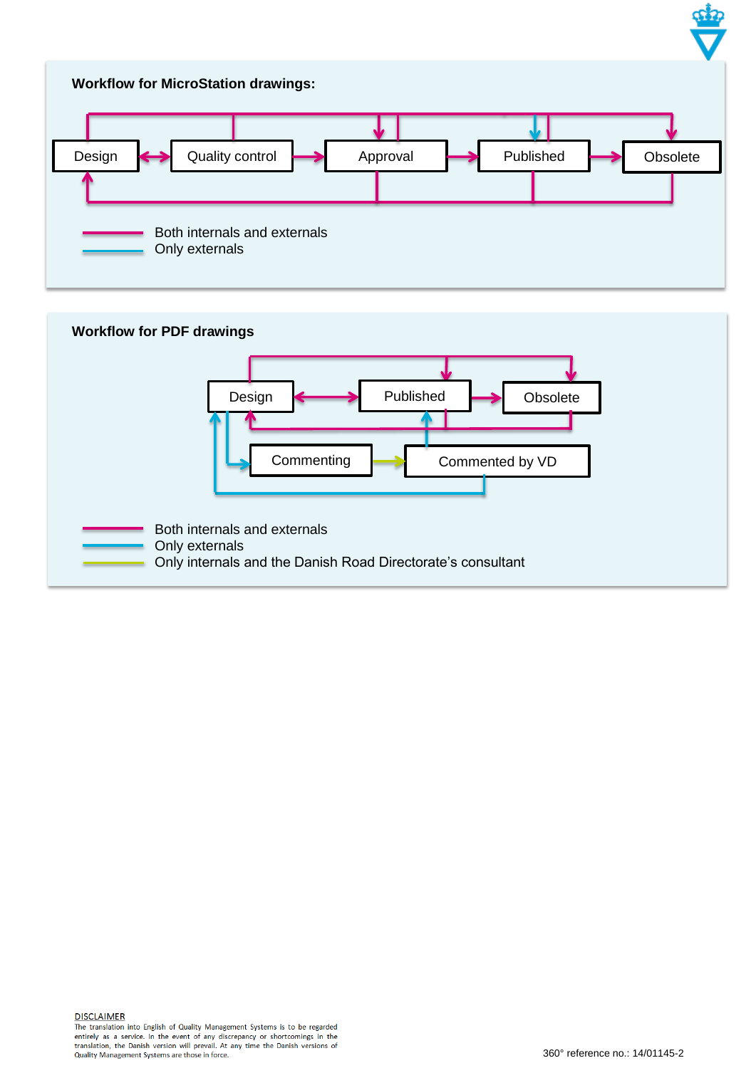**Workflow for MicroStation drawings:**

Design ↔ Quality control → Approval → Published → Obsolete

- Both internals and externals
- Only externals

**Workflow for PDF drawings**

Design ↔ Published → Obsolete

Commenting → Commented by VD

- Both internals and externals
- Only externals
- Only internals and the Danish Road Directorate's consultant

DISCLAIMER
The translation into English of Quality Management Systems is to be regarded entirely as a service. In the event of any discrepancy or shortcomings in the translation, the Danish version will prevail. At any time the Danish versions of Quality Management Systems are those in force.

360° reference no.: 14/01145-2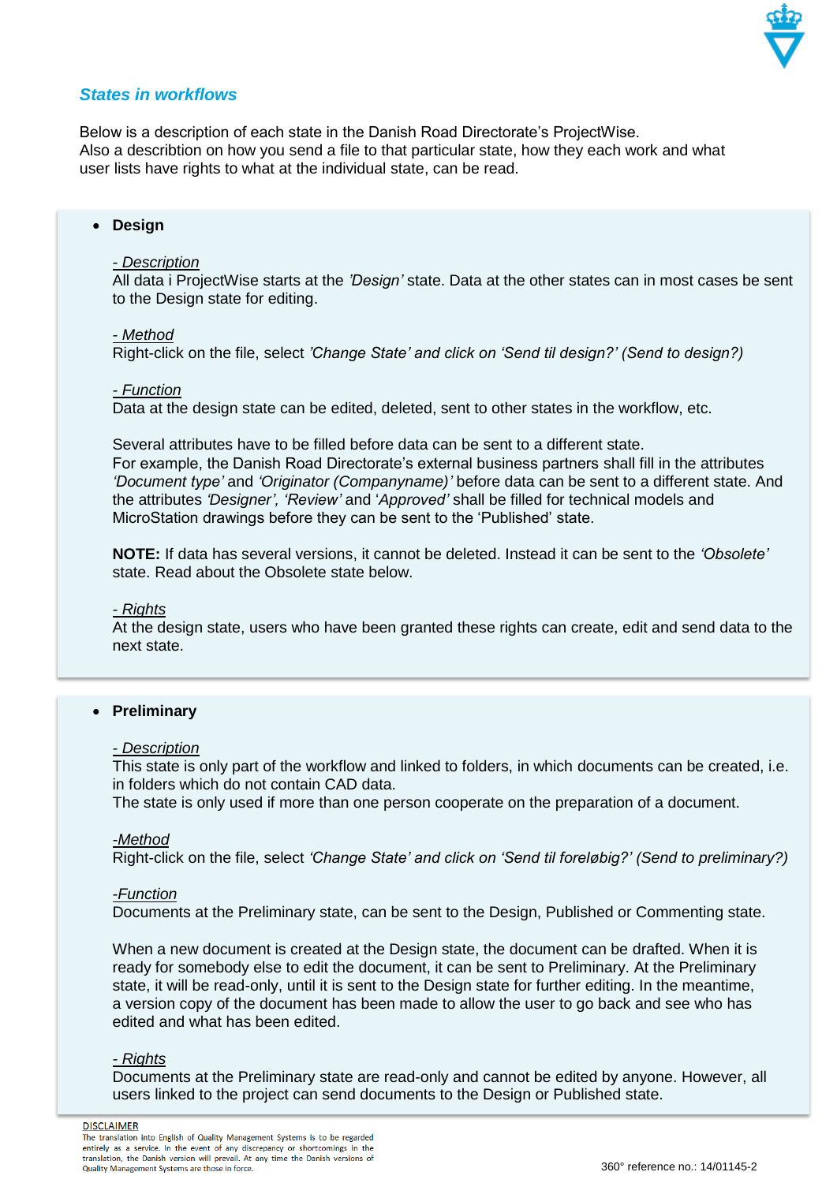## *States in workflows*

Below is a description of each state in the Danish Road Directorate's ProjectWise.
Also a describtion on how you send a file to that particular state, how they each work and what user lists have rights to what at the individual state, can be read.

- **Design**

  *- Description*
  All data i ProjectWise starts at the *'Design'* state. Data at the other states can in most cases be sent to the Design state for editing.

  *- Method*
  Right-click on the file, select *'Change State' and click on 'Send til design?' (Send to design?)*

  *- Function*
  Data at the design state can be edited, deleted, sent to other states in the workflow, etc.

  Several attributes have to be filled before data can be sent to a different state.
  For example, the Danish Road Directorate's external business partners shall fill in the attributes *'Document type'* and *'Originator (Companyname)'* before data can be sent to a different state. And the attributes *'Designer', 'Review'* and '*Approved'* shall be filled for technical models and MicroStation drawings before they can be sent to the 'Published' state.

  **NOTE:** If data has several versions, it cannot be deleted. Instead it can be sent to the *'Obsolete'* state. Read about the Obsolete state below.

  *- Rights*
  At the design state, users who have been granted these rights can create, edit and send data to the next state.

- **Preliminary**

  *- Description*
  This state is only part of the workflow and linked to folders, in which documents can be created, i.e. in folders which do not contain CAD data.
  The state is only used if more than one person cooperate on the preparation of a document.

  *-Method*
  Right-click on the file, select *'Change State' and click on 'Send til foreløbig?' (Send to preliminary?)*

  *-Function*
  Documents at the Preliminary state, can be sent to the Design, Published or Commenting state.

  When a new document is created at the Design state, the document can be drafted. When it is ready for somebody else to edit the document, it can be sent to Preliminary. At the Preliminary state, it will be read-only, until it is sent to the Design state for further editing. In the meantime, a version copy of the document has been made to allow the user to go back and see who has edited and what has been edited.

  *- Rights*
  Documents at the Preliminary state are read-only and cannot be edited by anyone. However, all users linked to the project can send documents to the Design or Published state.

DISCLAIMER
The translation into English of Quality Management Systems is to be regarded entirely as a service. In the event of any discrepancy or shortcomings in the translation, the Danish version will prevail. At any time the Danish versions of Quality Management Systems are those in force.

360° reference no.: 14/01145-2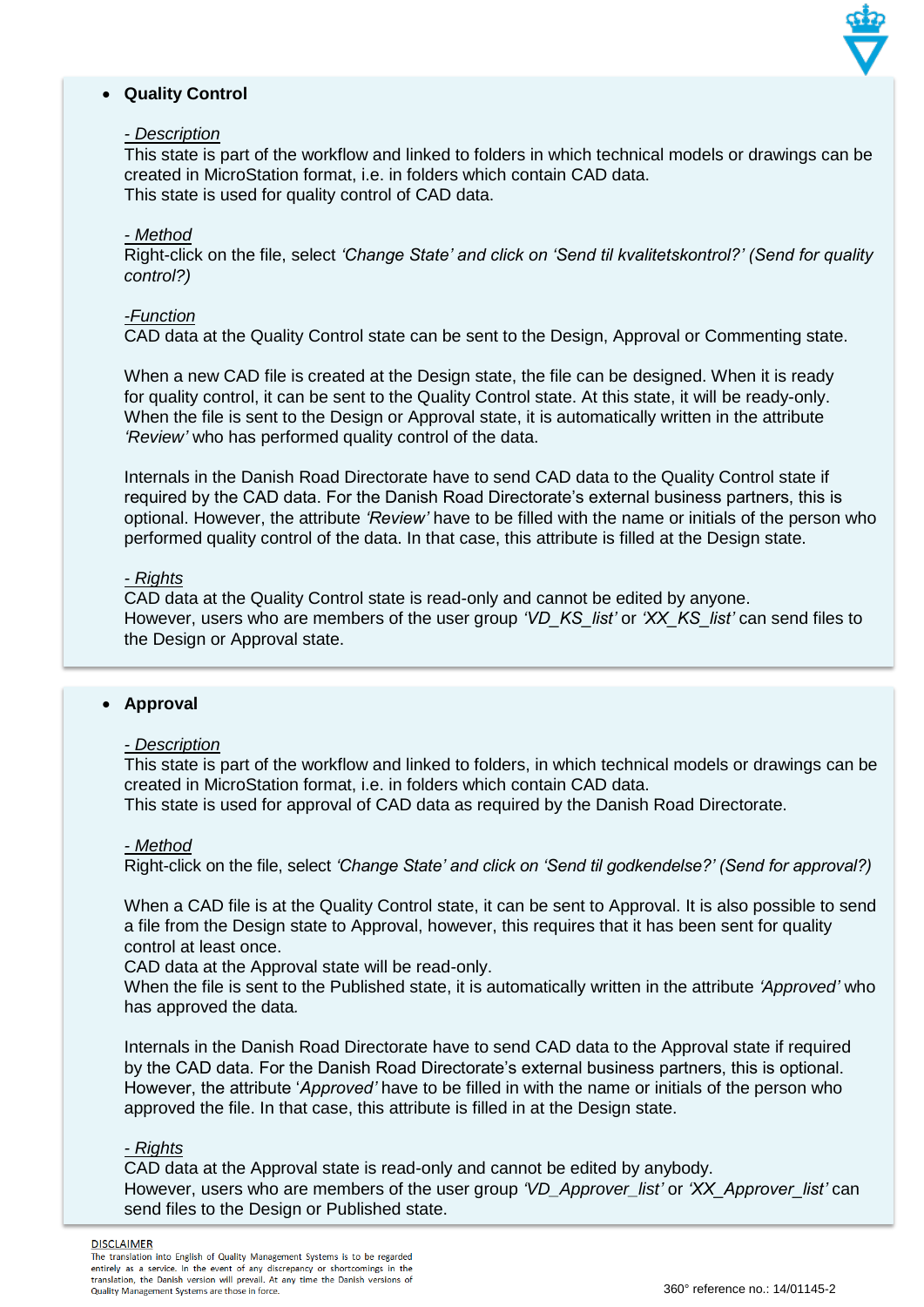- **Quality Control**

  *- Description*
  This state is part of the workflow and linked to folders in which technical models or drawings can be created in MicroStation format, i.e. in folders which contain CAD data.
  This state is used for quality control of CAD data.

  *- Method*
  Right-click on the file, select *'Change State' and click on 'Send til kvalitetskontrol?' (Send for quality control?)*

  *-Function*
  CAD data at the Quality Control state can be sent to the Design, Approval or Commenting state.

  When a new CAD file is created at the Design state, the file can be designed. When it is ready for quality control, it can be sent to the Quality Control state. At this state, it will be ready-only. When the file is sent to the Design or Approval state, it is automatically written in the attribute *'Review'* who has performed quality control of the data.

  Internals in the Danish Road Directorate have to send CAD data to the Quality Control state if required by the CAD data. For the Danish Road Directorate's external business partners, this is optional. However, the attribute *'Review'* have to be filled with the name or initials of the person who performed quality control of the data. In that case, this attribute is filled at the Design state.

  *- Rights*
  CAD data at the Quality Control state is read-only and cannot be edited by anyone.
  However, users who are members of the user group *'VD_KS_list'* or *'XX_KS_list'* can send files to the Design or Approval state.

- **Approval**

  *- Description*
  This state is part of the workflow and linked to folders, in which technical models or drawings can be created in MicroStation format, i.e. in folders which contain CAD data.
  This state is used for approval of CAD data as required by the Danish Road Directorate.

  *- Method*
  Right-click on the file, select *'Change State' and click on 'Send til godkendelse?' (Send for approval?)*

  When a CAD file is at the Quality Control state, it can be sent to Approval. It is also possible to send a file from the Design state to Approval, however, this requires that it has been sent for quality control at least once.
  CAD data at the Approval state will be read-only.
  When the file is sent to the Published state, it is automatically written in the attribute *'Approved'* who has approved the data.

  Internals in the Danish Road Directorate have to send CAD data to the Approval state if required by the CAD data. For the Danish Road Directorate's external business partners, this is optional. However, the attribute '*Approved'* have to be filled in with the name or initials of the person who approved the file. In that case, this attribute is filled in at the Design state.

  *- Rights*
  CAD data at the Approval state is read-only and cannot be edited by anybody.
  However, users who are members of the user group *'VD_Approver_list'* or *'XX_Approver_list'* can send files to the Design or Published state.

DISCLAIMER
The translation into English of Quality Management Systems is to be regarded entirely as a service. In the event of any discrepancy or shortcomings in the translation, the Danish version will prevail. At any time the Danish versions of Quality Management Systems are those in force.

360° reference no.: 14/01145-2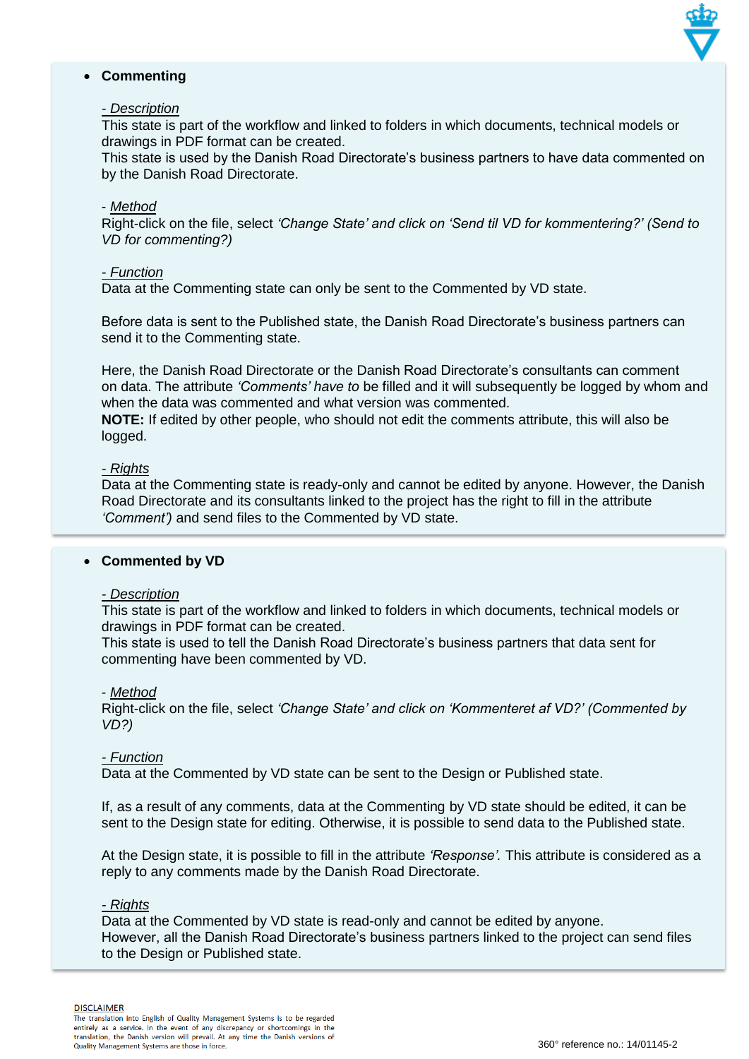- **Commenting**

  <u>*- Description*</u>
  This state is part of the workflow and linked to folders in which documents, technical models or drawings in PDF format can be created.
  This state is used by the Danish Road Directorate's business partners to have data commented on by the Danish Road Directorate.

  \- <u>*Method*</u>
  Right-click on the file, select *'Change State' and click on 'Send til VD for kommentering?' (Send to VD for commenting?)*

  <u>*- Function*</u>
  Data at the Commenting state can only be sent to the Commented by VD state.

  Before data is sent to the Published state, the Danish Road Directorate's business partners can send it to the Commenting state.

  Here, the Danish Road Directorate or the Danish Road Directorate's consultants can comment on data. The attribute *'Comments' have to* be filled and it will subsequently be logged by whom and when the data was commented and what version was commented.
  **NOTE:** If edited by other people, who should not edit the comments attribute, this will also be logged.

  <u>*- Rights*</u>
  Data at the Commenting state is ready-only and cannot be edited by anyone. However, the Danish Road Directorate and its consultants linked to the project has the right to fill in the attribute *'Comment')* and send files to the Commented by VD state.

- **Commented by VD**

  <u>*- Description*</u>
  This state is part of the workflow and linked to folders in which documents, technical models or drawings in PDF format can be created.
  This state is used to tell the Danish Road Directorate's business partners that data sent for commenting have been commented by VD.

  \- <u>*Method*</u>
  Right-click on the file, select *'Change State' and click on 'Kommenteret af VD?' (Commented by VD?)*

  <u>*- Function*</u>
  Data at the Commented by VD state can be sent to the Design or Published state.

  If, as a result of any comments, data at the Commenting by VD state should be edited, it can be sent to the Design state for editing. Otherwise, it is possible to send data to the Published state.

  At the Design state, it is possible to fill in the attribute *'Response'.* This attribute is considered as a reply to any comments made by the Danish Road Directorate.

  <u>*- Rights*</u>
  Data at the Commented by VD state is read-only and cannot be edited by anyone.
  However, all the Danish Road Directorate's business partners linked to the project can send files to the Design or Published state.

<u>DISCLAIMER</u>
The translation into English of Quality Management Systems is to be regarded entirely as a service. In the event of any discrepancy or shortcomings in the translation, the Danish version will prevail. At any time the Danish versions of Quality Management Systems are those in force.

360° reference no.: 14/01145-2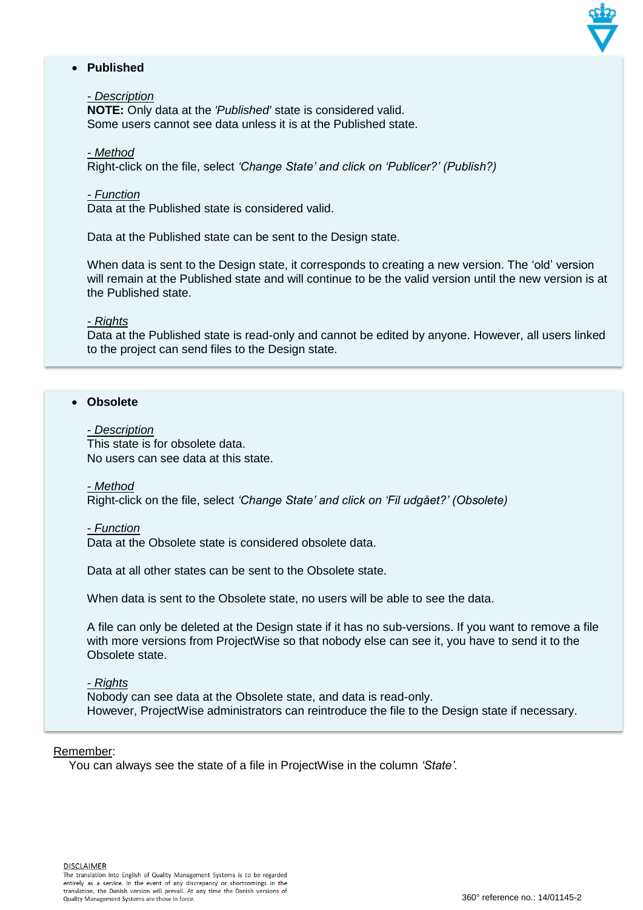- **Published**

  *- Description*
  **NOTE:** Only data at the *'Published'* state is considered valid.
  Some users cannot see data unless it is at the Published state.

  *- Method*
  Right-click on the file, select *'Change State' and click on 'Publicer?' (Publish?)*

  *- Function*
  Data at the Published state is considered valid.

  Data at the Published state can be sent to the Design state.

  When data is sent to the Design state, it corresponds to creating a new version. The 'old' version will remain at the Published state and will continue to be the valid version until the new version is at the Published state.

  *- Rights*
  Data at the Published state is read-only and cannot be edited by anyone. However, all users linked to the project can send files to the Design state.

- **Obsolete**

  *- Description*
  This state is for obsolete data.
  No users can see data at this state.

  *- Method*
  Right-click on the file, select *'Change State' and click on 'Fil udgået?' (Obsolete)*

  *- Function*
  Data at the Obsolete state is considered obsolete data.

  Data at all other states can be sent to the Obsolete state.

  When data is sent to the Obsolete state, no users will be able to see the data.

  A file can only be deleted at the Design state if it has no sub-versions. If you want to remove a file with more versions from ProjectWise so that nobody else can see it, you have to send it to the Obsolete state.

  *- Rights*
  Nobody can see data at the Obsolete state, and data is read-only.
  However, ProjectWise administrators can reintroduce the file to the Design state if necessary.

Remember:
You can always see the state of a file in ProjectWise in the column *'State'.*

DISCLAIMER
The translation into English of Quality Management Systems is to be regarded entirely as a service. In the event of any discrepancy or shortcomings in the translation, the Danish version will prevail. At any time the Danish versions of Quality Management Systems are those in force.

360° reference no.: 14/01145-2